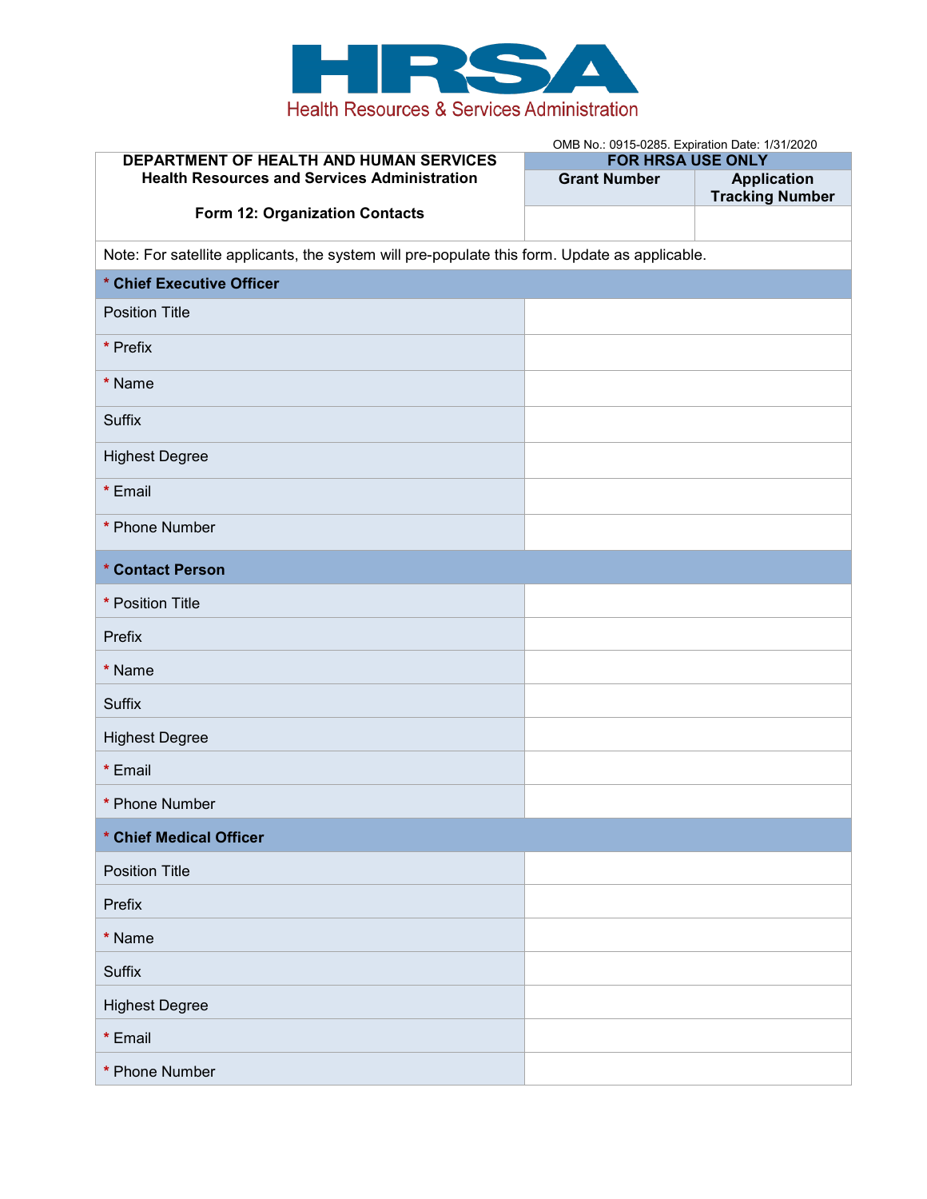HRSA

Health Resources & Services Administration

OMB No.: 0915-0285. Expiration Date: 1/31/2020

| DEPARTMENT OF HEALTH AND HUMAN SERVICES<br>Health Resources and Services Administration<br><br>Form 12: Organization Contacts | FOR HRSA USE ONLY | |
|---|---|---|
| | Grant Number | Application Tracking Number |
| | | |

Note: For satellite applicants, the system will pre-populate this form. Update as applicable.

| * Chief Executive Officer | |
|---|---|
| Position Title | |
| * Prefix | |
| * Name | |
| Suffix | |
| Highest Degree | |
| * Email | |
| * Phone Number | |

| * Contact Person | |
|---|---|
| * Position Title | |
| Prefix | |
| * Name | |
| Suffix | |
| Highest Degree | |
| * Email | |
| * Phone Number | |

| * Chief Medical Officer | |
|---|---|
| Position Title | |
| Prefix | |
| * Name | |
| Suffix | |
| Highest Degree | |
| * Email | |
| * Phone Number | |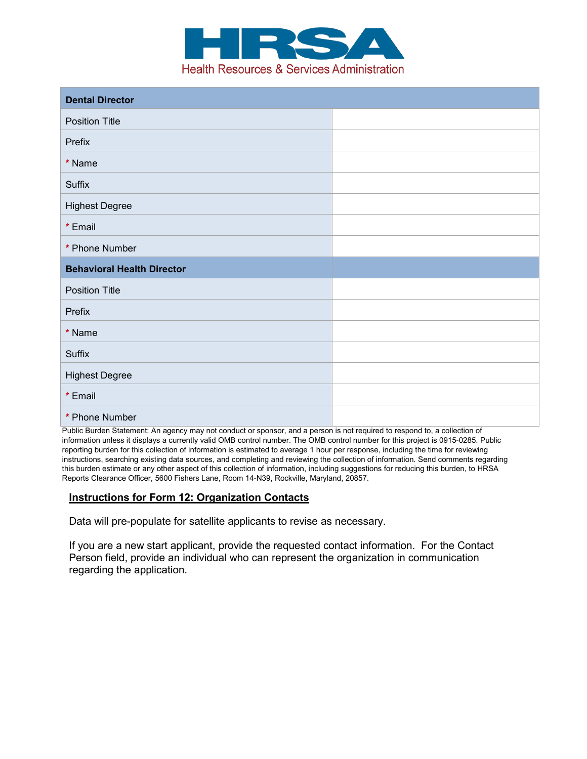HRSA
Health Resources & Services Administration

| | |
|---|---|
| **Dental Director** | |
| Position Title | |
| Prefix | |
| * Name | |
| Suffix | |
| Highest Degree | |
| * Email | |
| * Phone Number | |
| **Behavioral Health Director** | |
| Position Title | |
| Prefix | |
| * Name | |
| Suffix | |
| Highest Degree | |
| * Email | |
| * Phone Number | |

Public Burden Statement: An agency may not conduct or sponsor, and a person is not required to respond to, a collection of information unless it displays a currently valid OMB control number. The OMB control number for this project is 0915-0285. Public reporting burden for this collection of information is estimated to average 1 hour per response, including the time for reviewing instructions, searching existing data sources, and completing and reviewing the collection of information. Send comments regarding this burden estimate or any other aspect of this collection of information, including suggestions for reducing this burden, to HRSA Reports Clearance Officer, 5600 Fishers Lane, Room 14-N39, Rockville, Maryland, 20857.

## Instructions for Form 12: Organization Contacts

Data will pre-populate for satellite applicants to revise as necessary.

If you are a new start applicant, provide the requested contact information. For the Contact Person field, provide an individual who can represent the organization in communication regarding the application.